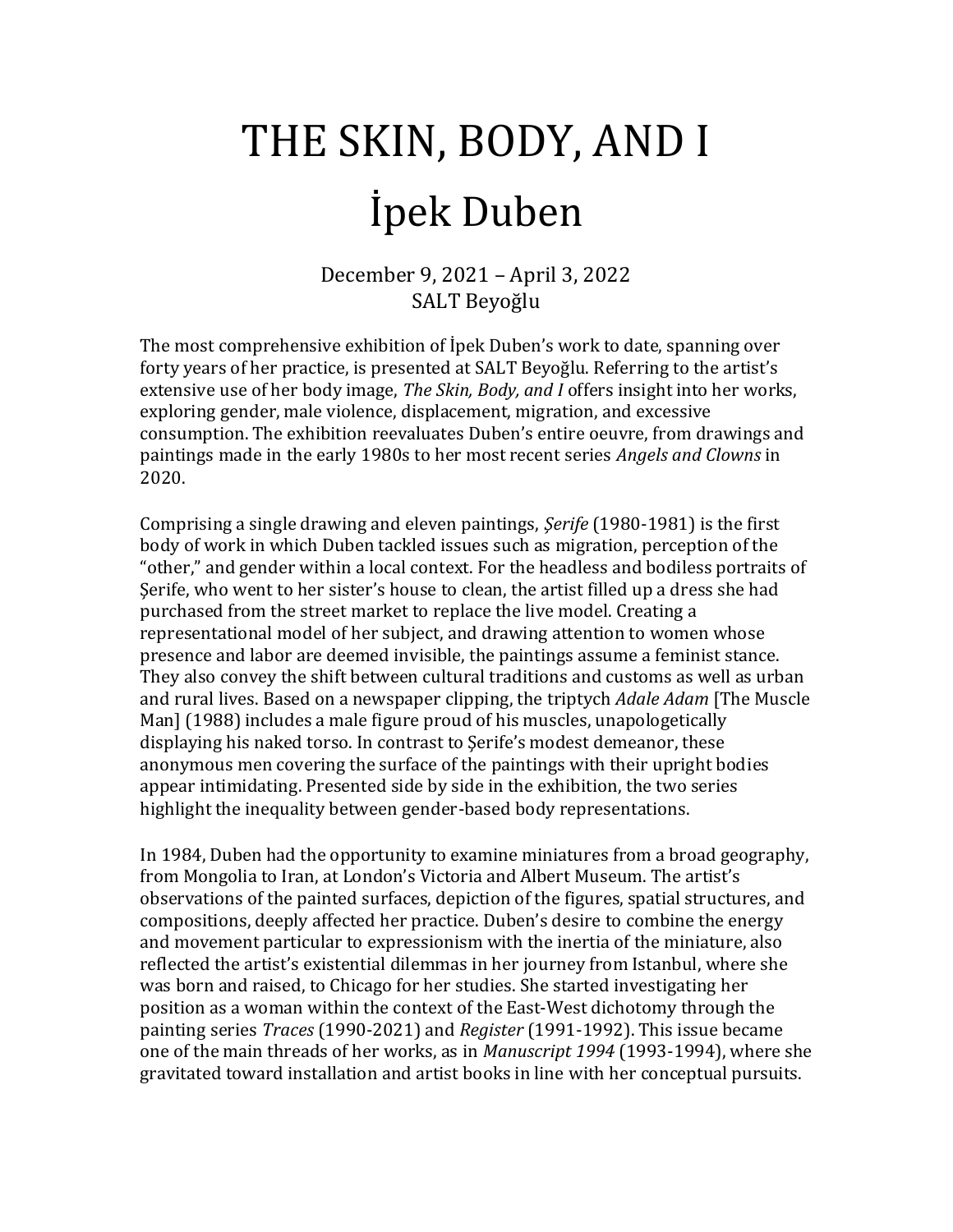# THE SKIN, BODY, AND I

# İpek Duben

December 9, 2021 – April 3, 2022
SALT Beyoğlu

The most comprehensive exhibition of İpek Duben's work to date, spanning over forty years of her practice, is presented at SALT Beyoğlu. Referring to the artist's extensive use of her body image, *The Skin, Body, and I* offers insight into her works, exploring gender, male violence, displacement, migration, and excessive consumption. The exhibition reevaluates Duben's entire oeuvre, from drawings and paintings made in the early 1980s to her most recent series *Angels and Clowns* in 2020.

Comprising a single drawing and eleven paintings, *Şerife* (1980-1981) is the first body of work in which Duben tackled issues such as migration, perception of the "other," and gender within a local context. For the headless and bodiless portraits of Şerife, who went to her sister's house to clean, the artist filled up a dress she had purchased from the street market to replace the live model. Creating a representational model of her subject, and drawing attention to women whose presence and labor are deemed invisible, the paintings assume a feminist stance. They also convey the shift between cultural traditions and customs as well as urban and rural lives. Based on a newspaper clipping, the triptych *Adale Adam* [The Muscle Man] (1988) includes a male figure proud of his muscles, unapologetically displaying his naked torso. In contrast to Şerife's modest demeanor, these anonymous men covering the surface of the paintings with their upright bodies appear intimidating. Presented side by side in the exhibition, the two series highlight the inequality between gender-based body representations.

In 1984, Duben had the opportunity to examine miniatures from a broad geography, from Mongolia to Iran, at London's Victoria and Albert Museum. The artist's observations of the painted surfaces, depiction of the figures, spatial structures, and compositions, deeply affected her practice. Duben's desire to combine the energy and movement particular to expressionism with the inertia of the miniature, also reflected the artist's existential dilemmas in her journey from Istanbul, where she was born and raised, to Chicago for her studies. She started investigating her position as a woman within the context of the East-West dichotomy through the painting series *Traces* (1990-2021) and *Register* (1991-1992). This issue became one of the main threads of her works, as in *Manuscript 1994* (1993-1994), where she gravitated toward installation and artist books in line with her conceptual pursuits.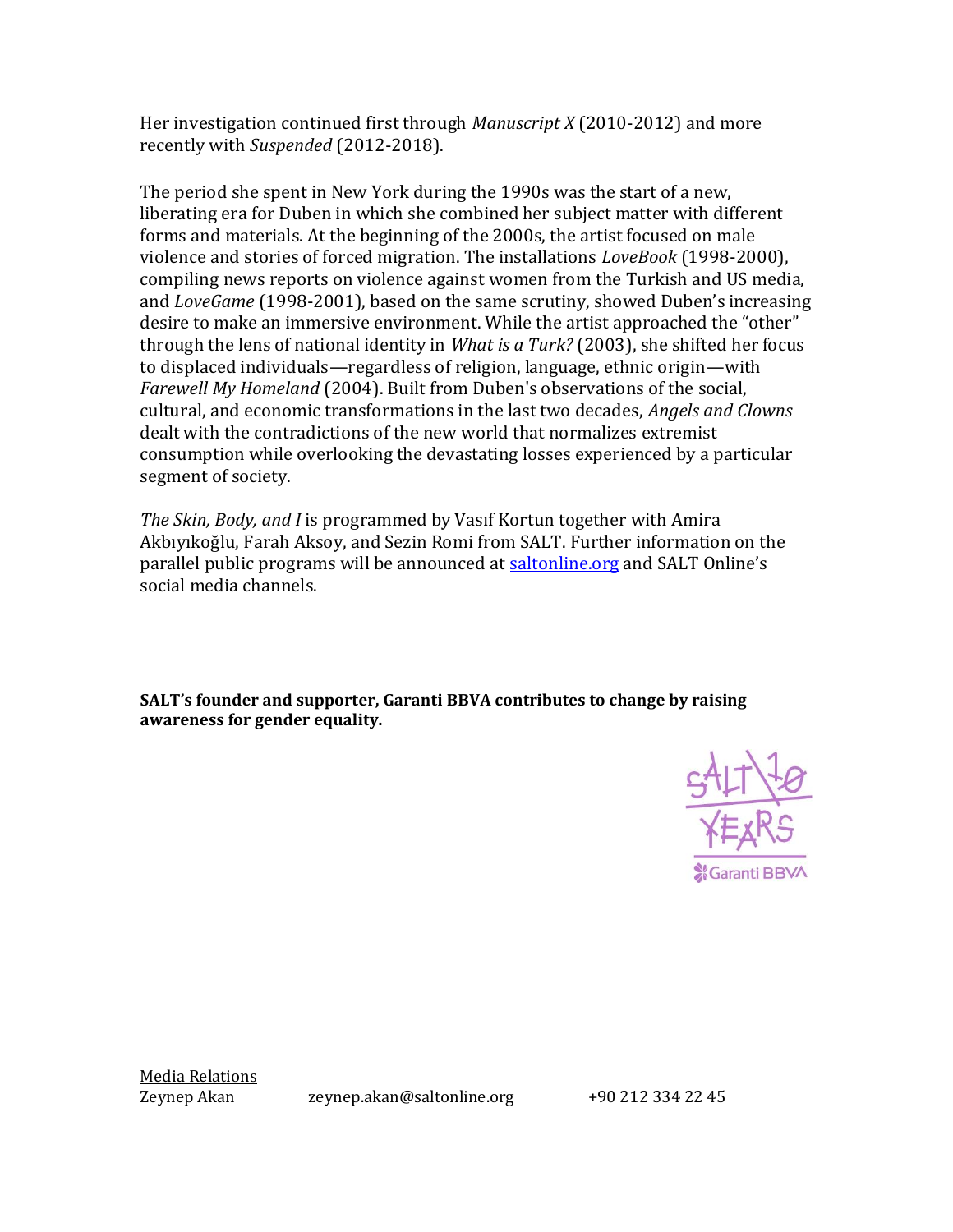Her investigation continued first through *Manuscript X* (2010-2012) and more recently with *Suspended* (2012-2018).

The period she spent in New York during the 1990s was the start of a new, liberating era for Duben in which she combined her subject matter with different forms and materials. At the beginning of the 2000s, the artist focused on male violence and stories of forced migration. The installations *LoveBook* (1998-2000), compiling news reports on violence against women from the Turkish and US media, and *LoveGame* (1998-2001), based on the same scrutiny, showed Duben's increasing desire to make an immersive environment. While the artist approached the "other" through the lens of national identity in *What is a Turk?* (2003), she shifted her focus to displaced individuals—regardless of religion, language, ethnic origin—with *Farewell My Homeland* (2004). Built from Duben's observations of the social, cultural, and economic transformations in the last two decades, *Angels and Clowns* dealt with the contradictions of the new world that normalizes extremist consumption while overlooking the devastating losses experienced by a particular segment of society.

*The Skin, Body, and I* is programmed by Vasıf Kortun together with Amira Akbıyıkoğlu, Farah Aksoy, and Sezin Romi from SALT. Further information on the parallel public programs will be announced at [saltonline.org](saltonline.org) and SALT Online's social media channels.

**SALT's founder and supporter, Garanti BBVA contributes to change by raising awareness for gender equality.**

SALT 10 YEARS
Garanti BBVA

Media Relations
Zeynep Akan zeynep.akan@saltonline.org +90 212 334 22 45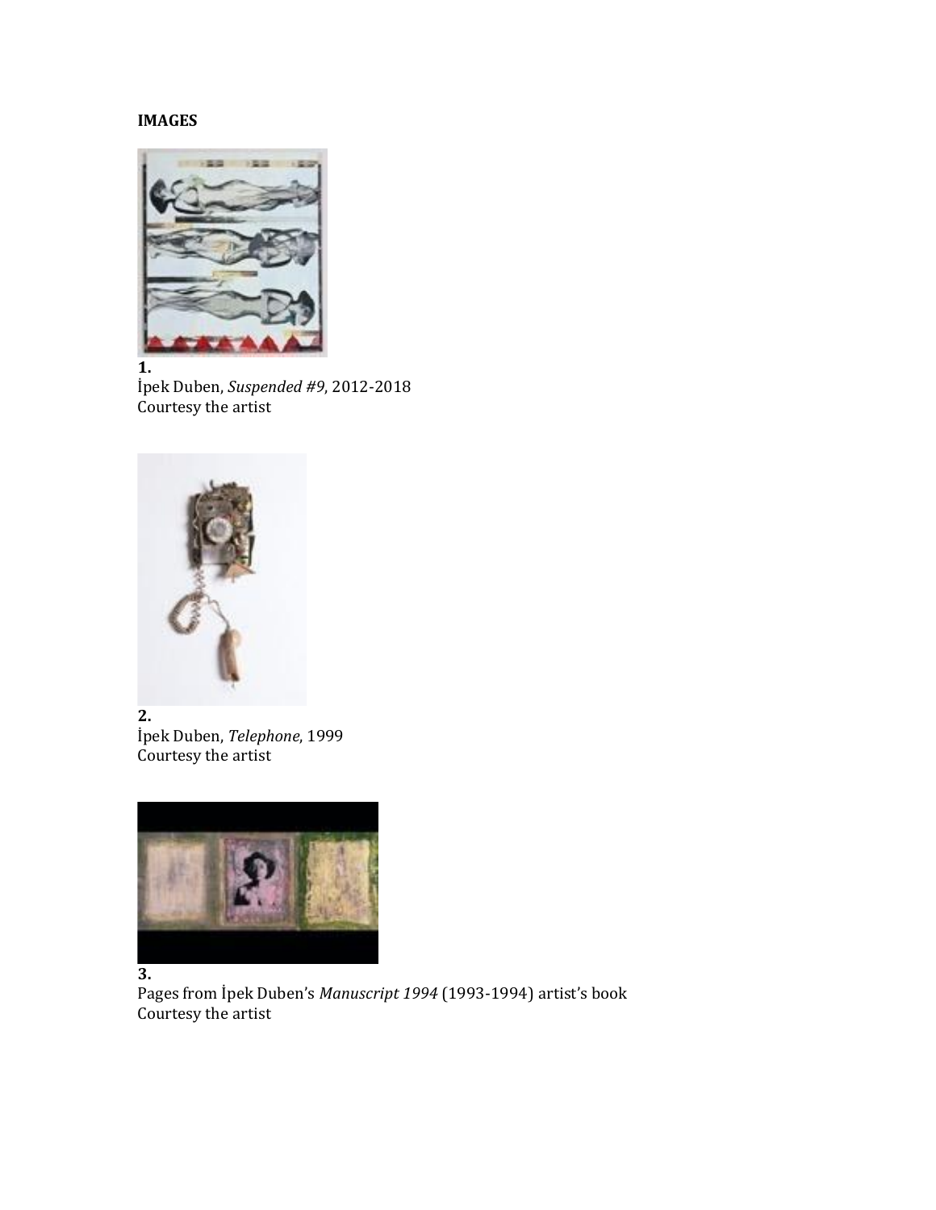**IMAGES**

**1.**
İpek Duben, *Suspended #9*, 2012-2018
Courtesy the artist

**2.**
İpek Duben, *Telephone*, 1999
Courtesy the artist

**3.**
Pages from İpek Duben's *Manuscript 1994* (1993-1994) artist's book
Courtesy the artist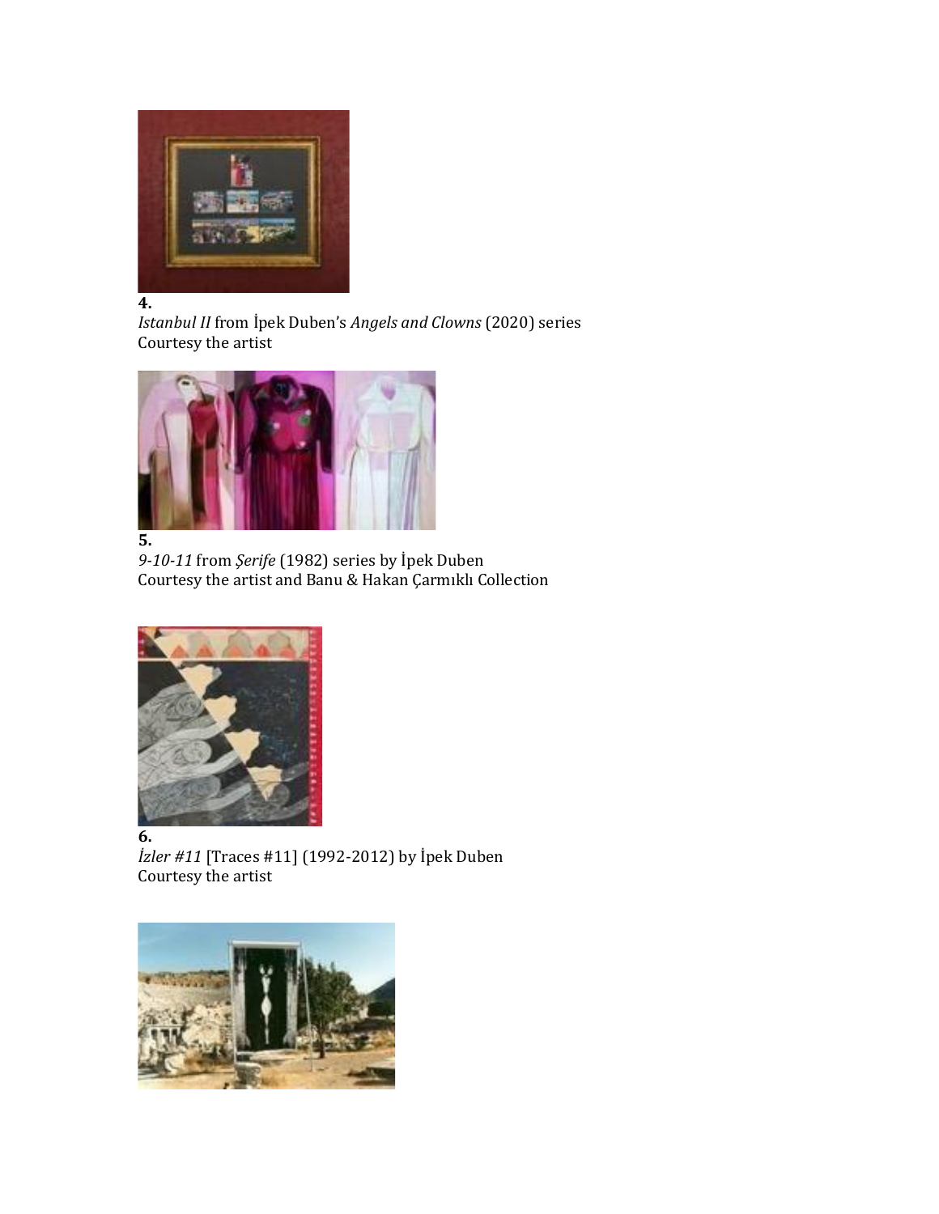**4.**
*Istanbul II* from İpek Duben's *Angels and Clowns* (2020) series
Courtesy the artist

**5.**
*9-10-11* from *Şerife* (1982) series by İpek Duben
Courtesy the artist and Banu & Hakan Çarmıklı Collection

**6.**
*İzler #11* [Traces #11] (1992-2012) by İpek Duben
Courtesy the artist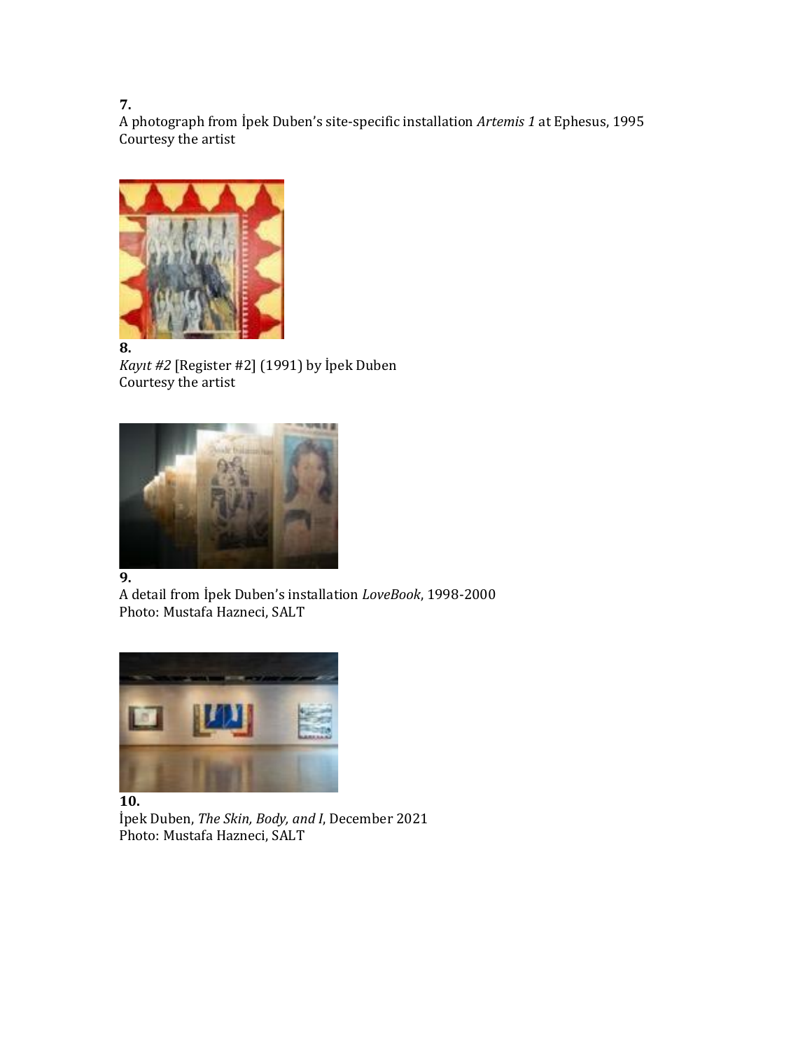**7.**
A photograph from İpek Duben's site-specific installation *Artemis 1* at Ephesus, 1995
Courtesy the artist

**8.**
*Kayıt #2* [Register #2] (1991) by İpek Duben
Courtesy the artist

**9.**
A detail from İpek Duben's installation *LoveBook*, 1998-2000
Photo: Mustafa Hazneci, SALT

**10.**
İpek Duben, *The Skin, Body, and I*, December 2021
Photo: Mustafa Hazneci, SALT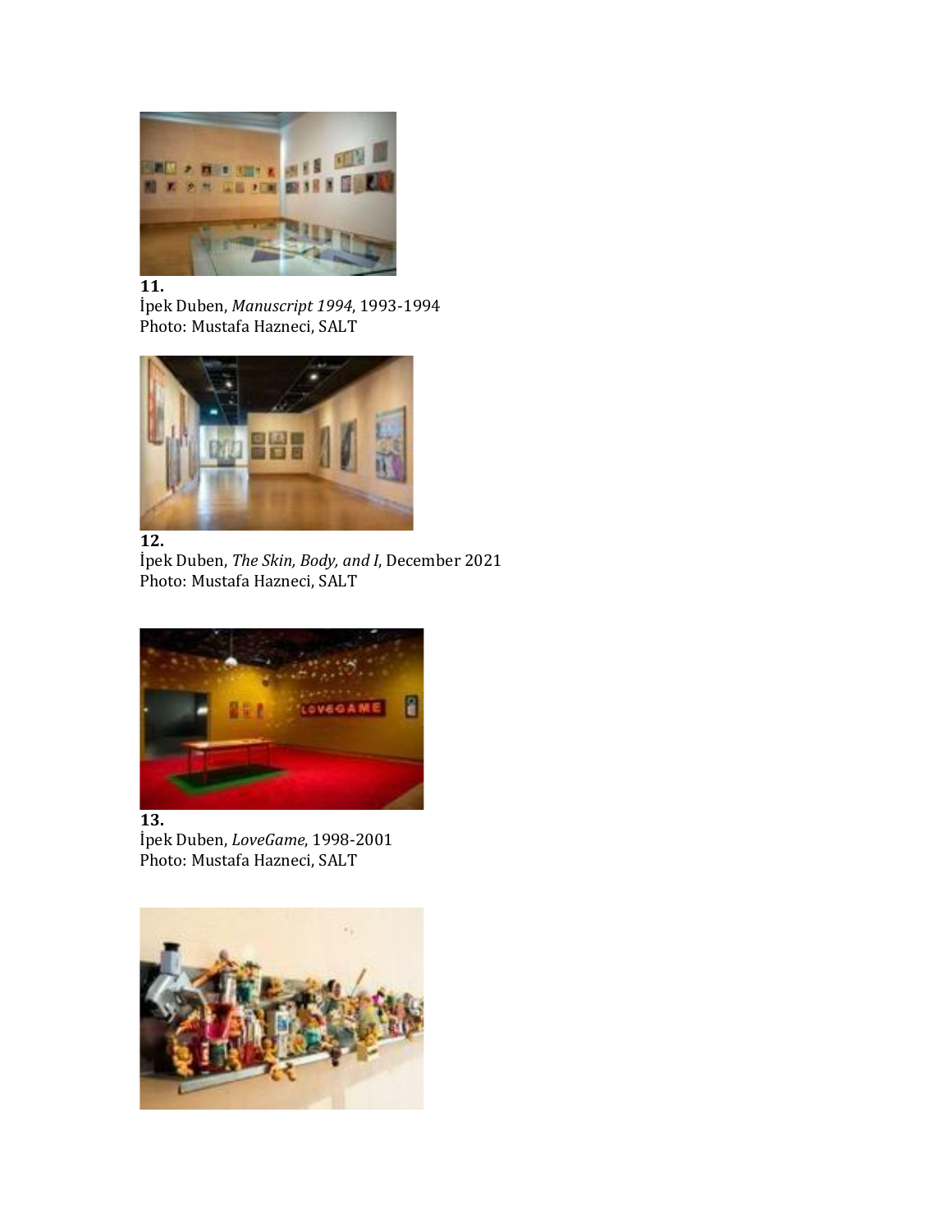**11.**
İpek Duben, *Manuscript 1994*, 1993-1994
Photo: Mustafa Hazneci, SALT

**12.**
İpek Duben, *The Skin, Body, and I*, December 2021
Photo: Mustafa Hazneci, SALT

**13.**
İpek Duben, *LoveGame*, 1998-2001
Photo: Mustafa Hazneci, SALT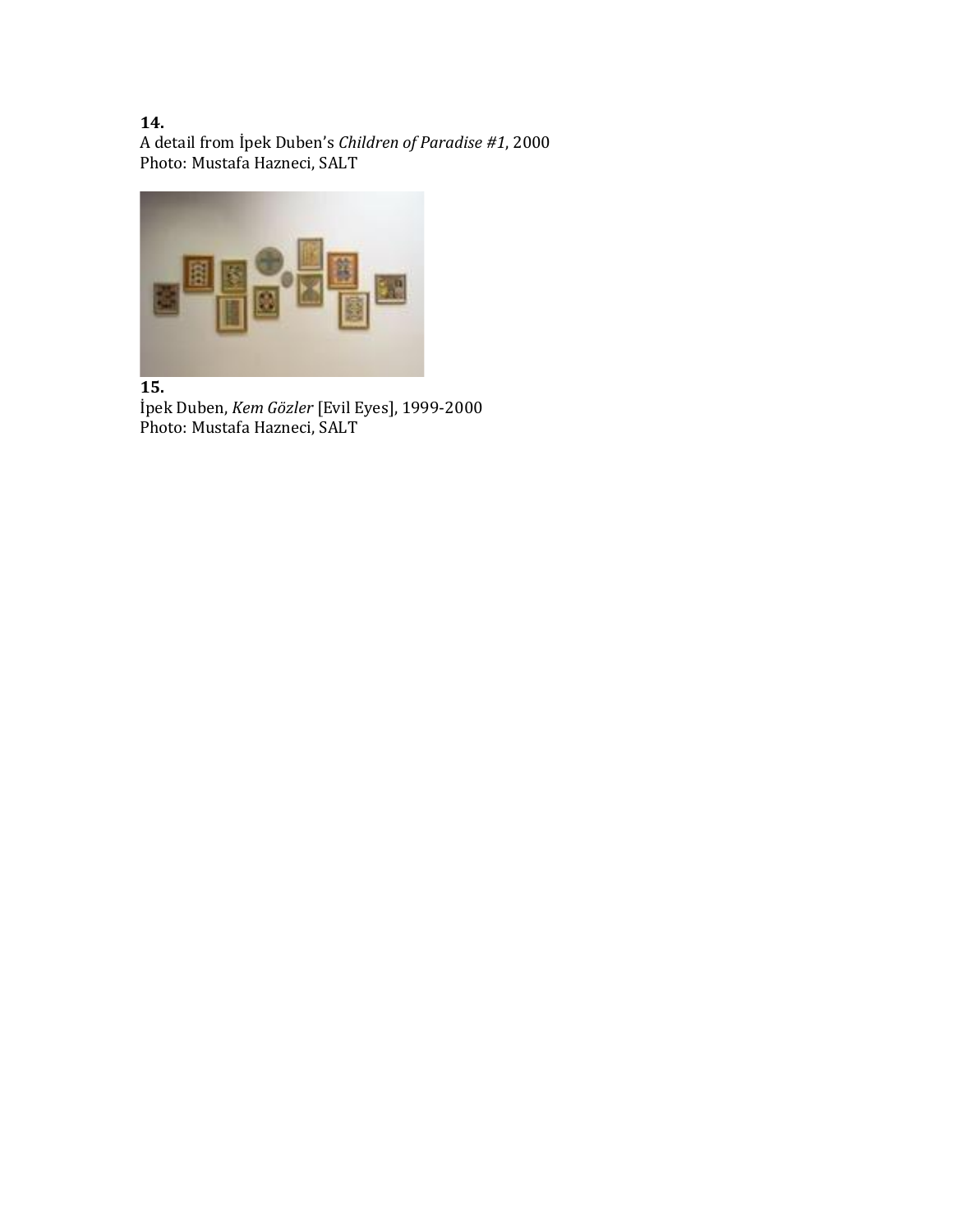**14.**
A detail from İpek Duben's *Children of Paradise #1*, 2000
Photo: Mustafa Hazneci, SALT

**15.**
İpek Duben, *Kem Gözler* [Evil Eyes], 1999-2000
Photo: Mustafa Hazneci, SALT